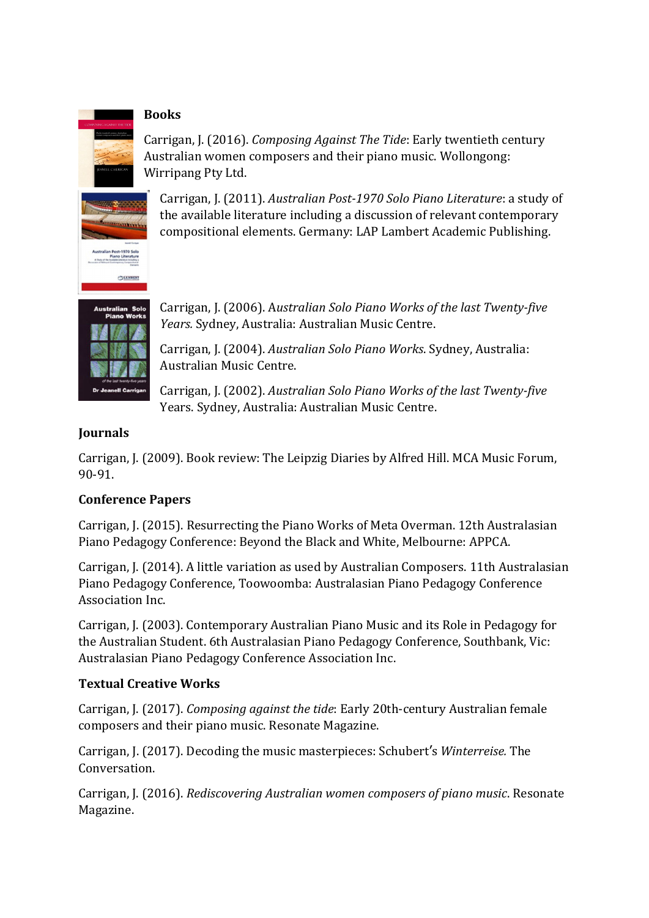## Books

Carrigan, J. (2016). *Composing Against The Tide*: Early twentieth century Australian women composers and their piano music. Wollongong: Wirripang Pty Ltd.

Carrigan, J. (2011). *Australian Post-1970 Solo Piano Literature*: a study of the available literature including a discussion of relevant contemporary compositional elements. Germany: LAP Lambert Academic Publishing.

Carrigan, J. (2006). A*ustralian Solo Piano Works of the last Twenty-five Years.* Sydney, Australia: Australian Music Centre.

Carrigan, J. (2004). *Australian Solo Piano Works*. Sydney, Australia: Australian Music Centre.

Carrigan, J. (2002). *Australian Solo Piano Works of the last Twenty-five* Years. Sydney, Australia: Australian Music Centre.

## Journals

Carrigan, J. (2009). Book review: The Leipzig Diaries by Alfred Hill. MCA Music Forum, 90-91.

## Conference Papers

Carrigan, J. (2015). Resurrecting the Piano Works of Meta Overman. 12th Australasian Piano Pedagogy Conference: Beyond the Black and White, Melbourne: APPCA.

Carrigan, J. (2014). A little variation as used by Australian Composers. 11th Australasian Piano Pedagogy Conference, Toowoomba: Australasian Piano Pedagogy Conference Association Inc.

Carrigan, J. (2003). Contemporary Australian Piano Music and its Role in Pedagogy for the Australian Student. 6th Australasian Piano Pedagogy Conference, Southbank, Vic: Australasian Piano Pedagogy Conference Association Inc.

## Textual Creative Works

Carrigan, J. (2017). *Composing against the tide*: Early 20th-century Australian female composers and their piano music. Resonate Magazine.

Carrigan, J. (2017). Decoding the music masterpieces: Schubert's *Winterreise.* The Conversation.

Carrigan, J. (2016). *Rediscovering Australian women composers of piano music*. Resonate Magazine.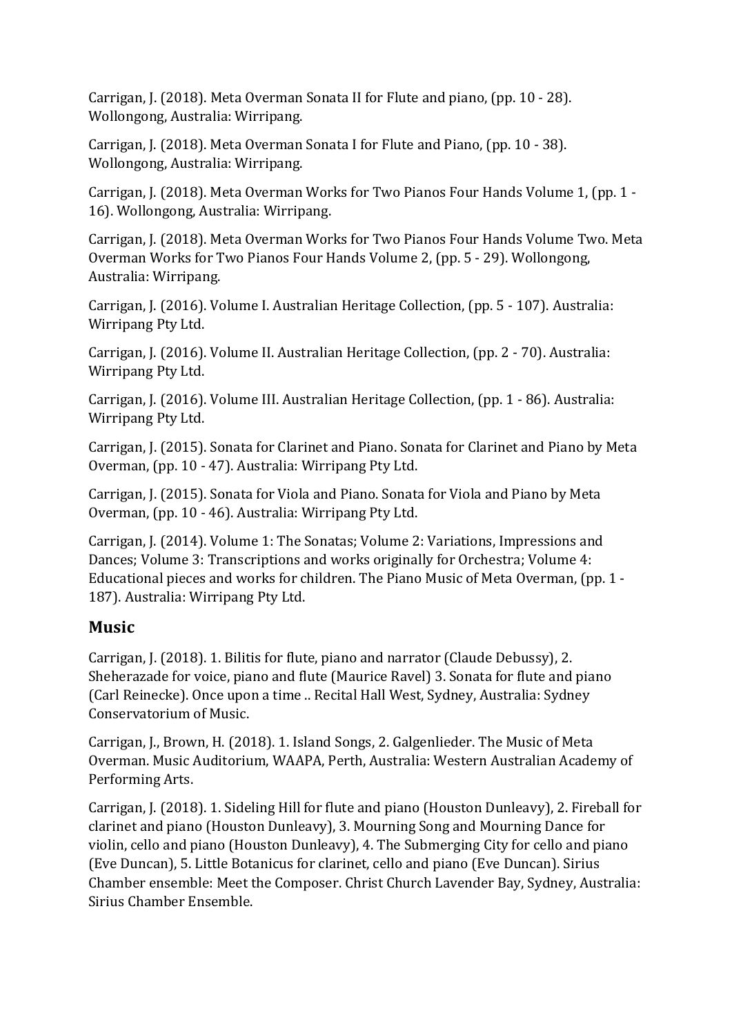Carrigan, J. (2018). Meta Overman Sonata II for Flute and piano, (pp. 10 - 28). Wollongong, Australia: Wirripang.

Carrigan, J. (2018). Meta Overman Sonata I for Flute and Piano, (pp. 10 - 38). Wollongong, Australia: Wirripang.

Carrigan, J. (2018). Meta Overman Works for Two Pianos Four Hands Volume 1, (pp. 1 - 16). Wollongong, Australia: Wirripang.

Carrigan, J. (2018). Meta Overman Works for Two Pianos Four Hands Volume Two. Meta Overman Works for Two Pianos Four Hands Volume 2, (pp. 5 - 29). Wollongong, Australia: Wirripang.

Carrigan, J. (2016). Volume I. Australian Heritage Collection, (pp. 5 - 107). Australia: Wirripang Pty Ltd.

Carrigan, J. (2016). Volume II. Australian Heritage Collection, (pp. 2 - 70). Australia: Wirripang Pty Ltd.

Carrigan, J. (2016). Volume III. Australian Heritage Collection, (pp. 1 - 86). Australia: Wirripang Pty Ltd.

Carrigan, J. (2015). Sonata for Clarinet and Piano. Sonata for Clarinet and Piano by Meta Overman, (pp. 10 - 47). Australia: Wirripang Pty Ltd.

Carrigan, J. (2015). Sonata for Viola and Piano. Sonata for Viola and Piano by Meta Overman, (pp. 10 - 46). Australia: Wirripang Pty Ltd.

Carrigan, J. (2014). Volume 1: The Sonatas; Volume 2: Variations, Impressions and Dances; Volume 3: Transcriptions and works originally for Orchestra; Volume 4: Educational pieces and works for children. The Piano Music of Meta Overman, (pp. 1 - 187). Australia: Wirripang Pty Ltd.

## Music

Carrigan, J. (2018). 1. Bilitis for flute, piano and narrator (Claude Debussy), 2. Sheherazade for voice, piano and flute (Maurice Ravel) 3. Sonata for flute and piano (Carl Reinecke). Once upon a time .. Recital Hall West, Sydney, Australia: Sydney Conservatorium of Music.

Carrigan, J., Brown, H. (2018). 1. Island Songs, 2. Galgenlieder. The Music of Meta Overman. Music Auditorium, WAAPA, Perth, Australia: Western Australian Academy of Performing Arts.

Carrigan, J. (2018). 1. Sideling Hill for flute and piano (Houston Dunleavy), 2. Fireball for clarinet and piano (Houston Dunleavy), 3. Mourning Song and Mourning Dance for violin, cello and piano (Houston Dunleavy), 4. The Submerging City for cello and piano (Eve Duncan), 5. Little Botanicus for clarinet, cello and piano (Eve Duncan). Sirius Chamber ensemble: Meet the Composer. Christ Church Lavender Bay, Sydney, Australia: Sirius Chamber Ensemble.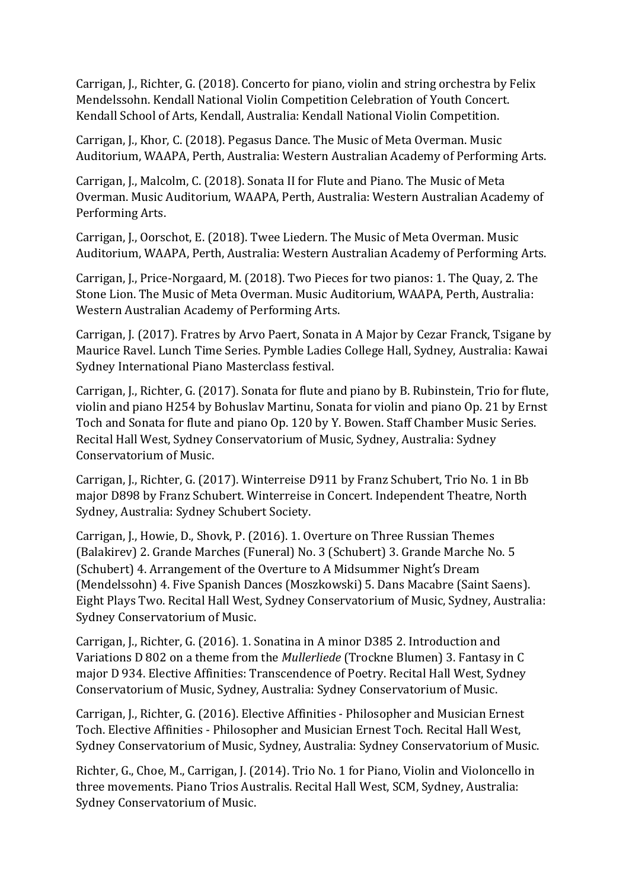Carrigan, J., Richter, G. (2018). Concerto for piano, violin and string orchestra by Felix Mendelssohn. Kendall National Violin Competition Celebration of Youth Concert. Kendall School of Arts, Kendall, Australia: Kendall National Violin Competition.

Carrigan, J., Khor, C. (2018). Pegasus Dance. The Music of Meta Overman. Music Auditorium, WAAPA, Perth, Australia: Western Australian Academy of Performing Arts.

Carrigan, J., Malcolm, C. (2018). Sonata II for Flute and Piano. The Music of Meta Overman. Music Auditorium, WAAPA, Perth, Australia: Western Australian Academy of Performing Arts.

Carrigan, J., Oorschot, E. (2018). Twee Liedern. The Music of Meta Overman. Music Auditorium, WAAPA, Perth, Australia: Western Australian Academy of Performing Arts.

Carrigan, J., Price-Norgaard, M. (2018). Two Pieces for two pianos: 1. The Quay, 2. The Stone Lion. The Music of Meta Overman. Music Auditorium, WAAPA, Perth, Australia: Western Australian Academy of Performing Arts.

Carrigan, J. (2017). Fratres by Arvo Paert, Sonata in A Major by Cezar Franck, Tsigane by Maurice Ravel. Lunch Time Series. Pymble Ladies College Hall, Sydney, Australia: Kawai Sydney International Piano Masterclass festival.

Carrigan, J., Richter, G. (2017). Sonata for flute and piano by B. Rubinstein, Trio for flute, violin and piano H254 by Bohuslav Martinu, Sonata for violin and piano Op. 21 by Ernst Toch and Sonata for flute and piano Op. 120 by Y. Bowen. Staff Chamber Music Series. Recital Hall West, Sydney Conservatorium of Music, Sydney, Australia: Sydney Conservatorium of Music.

Carrigan, J., Richter, G. (2017). Winterreise D911 by Franz Schubert, Trio No. 1 in Bb major D898 by Franz Schubert. Winterreise in Concert. Independent Theatre, North Sydney, Australia: Sydney Schubert Society.

Carrigan, J., Howie, D., Shovk, P. (2016). 1. Overture on Three Russian Themes (Balakirev) 2. Grande Marches (Funeral) No. 3 (Schubert) 3. Grande Marche No. 5 (Schubert) 4. Arrangement of the Overture to A Midsummer Night's Dream (Mendelssohn) 4. Five Spanish Dances (Moszkowski) 5. Dans Macabre (Saint Saens). Eight Plays Two. Recital Hall West, Sydney Conservatorium of Music, Sydney, Australia: Sydney Conservatorium of Music.

Carrigan, J., Richter, G. (2016). 1. Sonatina in A minor D385 2. Introduction and Variations D 802 on a theme from the *Mullerliede* (Trockne Blumen) 3. Fantasy in C major D 934. Elective Affinities: Transcendence of Poetry. Recital Hall West, Sydney Conservatorium of Music, Sydney, Australia: Sydney Conservatorium of Music.

Carrigan, J., Richter, G. (2016). Elective Affinities - Philosopher and Musician Ernest Toch. Elective Affinities - Philosopher and Musician Ernest Toch. Recital Hall West, Sydney Conservatorium of Music, Sydney, Australia: Sydney Conservatorium of Music.

Richter, G., Choe, M., Carrigan, J. (2014). Trio No. 1 for Piano, Violin and Violoncello in three movements. Piano Trios Australis. Recital Hall West, SCM, Sydney, Australia: Sydney Conservatorium of Music.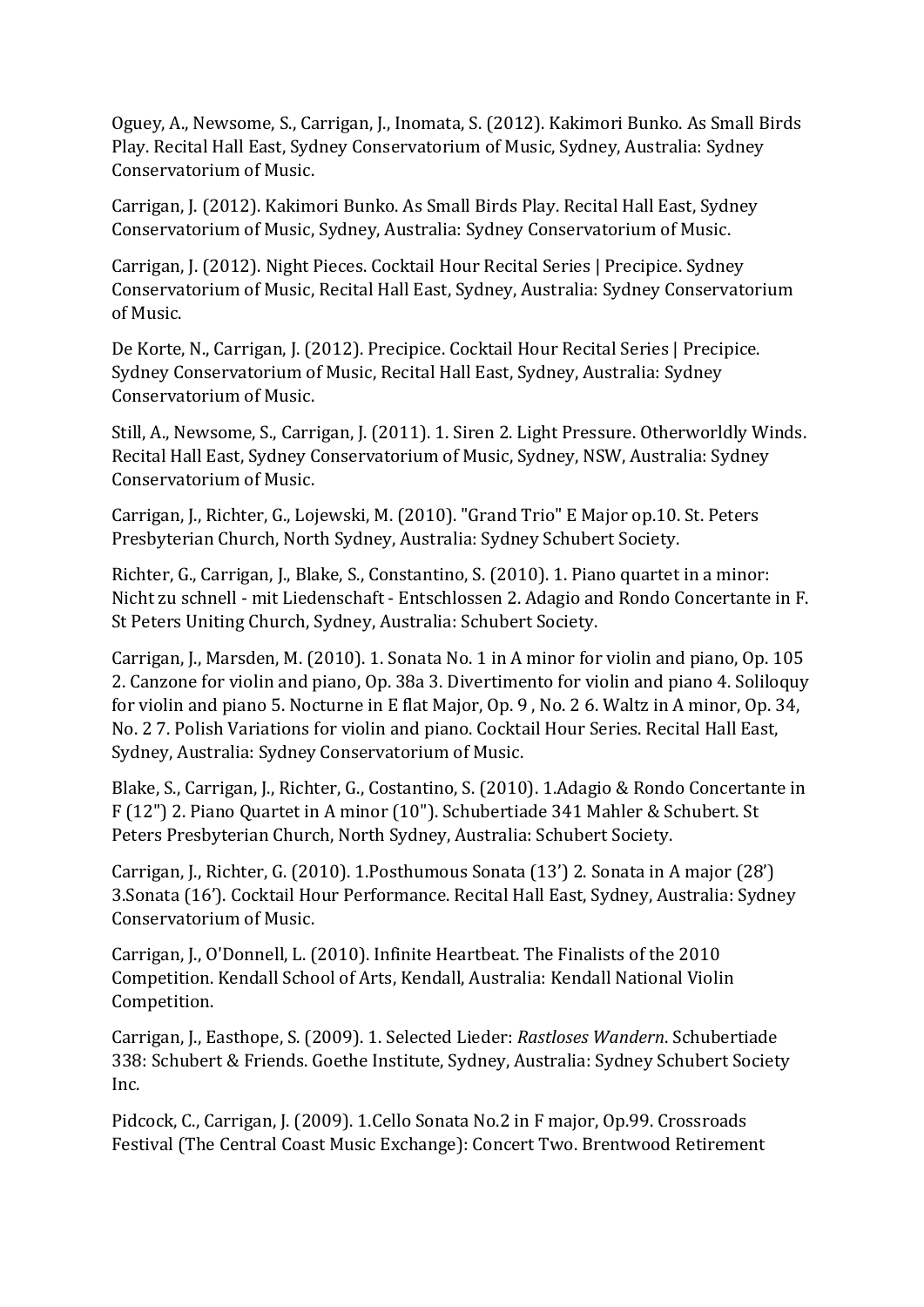Oguey, A., Newsome, S., Carrigan, J., Inomata, S. (2012). Kakimori Bunko. As Small Birds Play. Recital Hall East, Sydney Conservatorium of Music, Sydney, Australia: Sydney Conservatorium of Music.

Carrigan, J. (2012). Kakimori Bunko. As Small Birds Play. Recital Hall East, Sydney Conservatorium of Music, Sydney, Australia: Sydney Conservatorium of Music.

Carrigan, J. (2012). Night Pieces. Cocktail Hour Recital Series | Precipice. Sydney Conservatorium of Music, Recital Hall East, Sydney, Australia: Sydney Conservatorium of Music.

De Korte, N., Carrigan, J. (2012). Precipice. Cocktail Hour Recital Series | Precipice. Sydney Conservatorium of Music, Recital Hall East, Sydney, Australia: Sydney Conservatorium of Music.

Still, A., Newsome, S., Carrigan, J. (2011). 1. Siren 2. Light Pressure. Otherworldly Winds. Recital Hall East, Sydney Conservatorium of Music, Sydney, NSW, Australia: Sydney Conservatorium of Music.

Carrigan, J., Richter, G., Lojewski, M. (2010). "Grand Trio" E Major op.10. St. Peters Presbyterian Church, North Sydney, Australia: Sydney Schubert Society.

Richter, G., Carrigan, J., Blake, S., Constantino, S. (2010). 1. Piano quartet in a minor: Nicht zu schnell - mit Liedenschaft - Entschlossen 2. Adagio and Rondo Concertante in F. St Peters Uniting Church, Sydney, Australia: Schubert Society.

Carrigan, J., Marsden, M. (2010). 1. Sonata No. 1 in A minor for violin and piano, Op. 105 2. Canzone for violin and piano, Op. 38a 3. Divertimento for violin and piano 4. Soliloquy for violin and piano 5. Nocturne in E flat Major, Op. 9 , No. 2 6. Waltz in A minor, Op. 34, No. 2 7. Polish Variations for violin and piano. Cocktail Hour Series. Recital Hall East, Sydney, Australia: Sydney Conservatorium of Music.

Blake, S., Carrigan, J., Richter, G., Costantino, S. (2010). 1.Adagio & Rondo Concertante in F (12") 2. Piano Quartet in A minor (10"). Schubertiade 341 Mahler & Schubert. St Peters Presbyterian Church, North Sydney, Australia: Schubert Society.

Carrigan, J., Richter, G. (2010). 1.Posthumous Sonata (13') 2. Sonata in A major (28') 3.Sonata (16'). Cocktail Hour Performance. Recital Hall East, Sydney, Australia: Sydney Conservatorium of Music.

Carrigan, J., O'Donnell, L. (2010). Infinite Heartbeat. The Finalists of the 2010 Competition. Kendall School of Arts, Kendall, Australia: Kendall National Violin Competition.

Carrigan, J., Easthope, S. (2009). 1. Selected Lieder: *Rastloses Wandern*. Schubertiade 338: Schubert & Friends. Goethe Institute, Sydney, Australia: Sydney Schubert Society Inc.

Pidcock, C., Carrigan, J. (2009). 1.Cello Sonata No.2 in F major, Op.99. Crossroads Festival (The Central Coast Music Exchange): Concert Two. Brentwood Retirement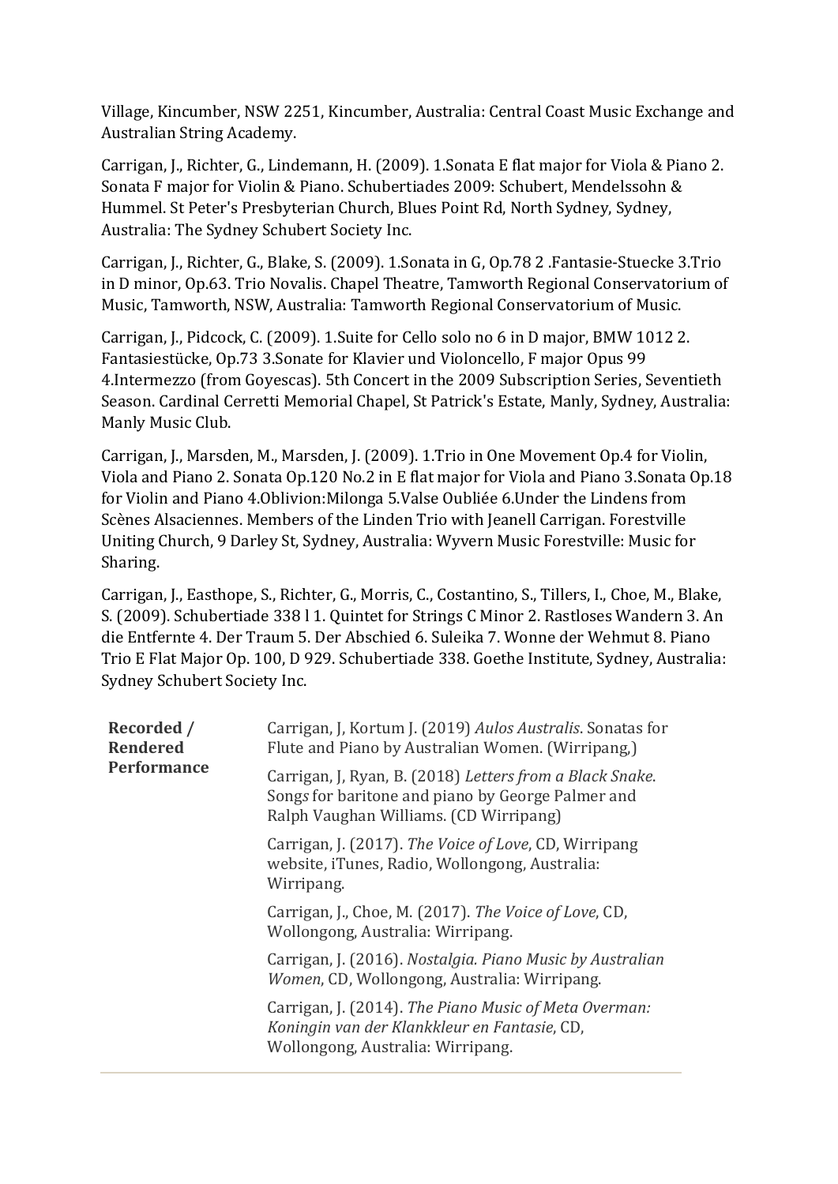Village, Kincumber, NSW 2251, Kincumber, Australia: Central Coast Music Exchange and Australian String Academy.

Carrigan, J., Richter, G., Lindemann, H. (2009). 1.Sonata E flat major for Viola & Piano 2. Sonata F major for Violin & Piano. Schubertiades 2009: Schubert, Mendelssohn & Hummel. St Peter's Presbyterian Church, Blues Point Rd, North Sydney, Sydney, Australia: The Sydney Schubert Society Inc.

Carrigan, J., Richter, G., Blake, S. (2009). 1.Sonata in G, Op.78 2 .Fantasie-Stuecke 3.Trio in D minor, Op.63. Trio Novalis. Chapel Theatre, Tamworth Regional Conservatorium of Music, Tamworth, NSW, Australia: Tamworth Regional Conservatorium of Music.

Carrigan, J., Pidcock, C. (2009). 1.Suite for Cello solo no 6 in D major, BMW 1012 2. Fantasiestücke, Op.73 3.Sonate for Klavier und Violoncello, F major Opus 99 4.Intermezzo (from Goyescas). 5th Concert in the 2009 Subscription Series, Seventieth Season. Cardinal Cerretti Memorial Chapel, St Patrick's Estate, Manly, Sydney, Australia: Manly Music Club.

Carrigan, J., Marsden, M., Marsden, J. (2009). 1.Trio in One Movement Op.4 for Violin, Viola and Piano 2. Sonata Op.120 No.2 in E flat major for Viola and Piano 3.Sonata Op.18 for Violin and Piano 4.Oblivion:Milonga 5.Valse Oubliée 6.Under the Lindens from Scènes Alsaciennes. Members of the Linden Trio with Jeanell Carrigan. Forestville Uniting Church, 9 Darley St, Sydney, Australia: Wyvern Music Forestville: Music for Sharing.

Carrigan, J., Easthope, S., Richter, G., Morris, C., Costantino, S., Tillers, I., Choe, M., Blake, S. (2009). Schubertiade 338 l 1. Quintet for Strings C Minor 2. Rastloses Wandern 3. An die Entfernte 4. Der Traum 5. Der Abschied 6. Suleika 7. Wonne der Wehmut 8. Piano Trio E Flat Major Op. 100, D 929. Schubertiade 338. Goethe Institute, Sydney, Australia: Sydney Schubert Society Inc.

| | |
|---|---|
| **Recorded / Rendered Performance** | Carrigan, J, Kortum J. (2019) *Aulos Australis*. Sonatas for Flute and Piano by Australian Women. (Wirripang,) |
| | Carrigan, J, Ryan, B. (2018) *Letters from a Black Snake*. Songs for baritone and piano by George Palmer and Ralph Vaughan Williams. (CD Wirripang) |
| | Carrigan, J. (2017). *The Voice of Love*, CD, Wirripang website, iTunes, Radio, Wollongong, Australia: Wirripang. |
| | Carrigan, J., Choe, M. (2017). *The Voice of Love*, CD, Wollongong, Australia: Wirripang. |
| | Carrigan, J. (2016). *Nostalgia. Piano Music by Australian Women*, CD, Wollongong, Australia: Wirripang. |
| | Carrigan, J. (2014). *The Piano Music of Meta Overman: Koningin van der Klankkleur en Fantasie*, CD, Wollongong, Australia: Wirripang. |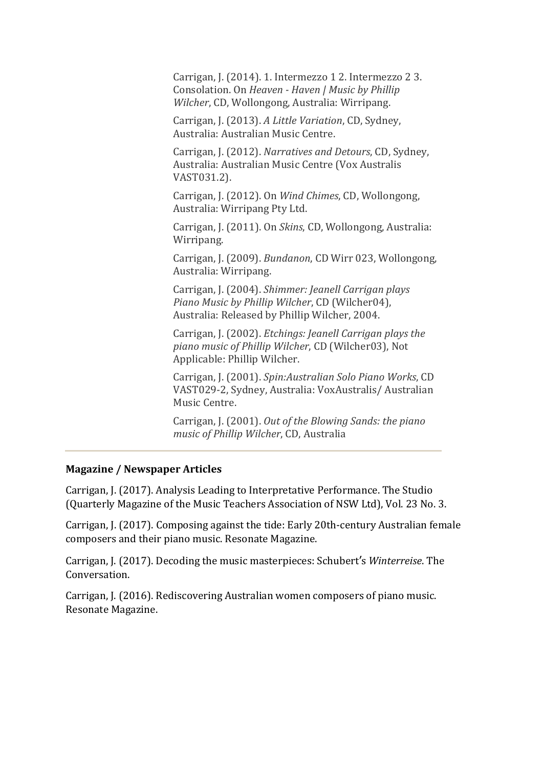Carrigan, J. (2014). 1. Intermezzo 1 2. Intermezzo 2 3. Consolation. On *Heaven - Haven | Music by Phillip Wilcher*, CD, Wollongong, Australia: Wirripang.

Carrigan, J. (2013). *A Little Variation*, CD, Sydney, Australia: Australian Music Centre.

Carrigan, J. (2012). *Narratives and Detours*, CD, Sydney, Australia: Australian Music Centre (Vox Australis VAST031.2).

Carrigan, J. (2012). On *Wind Chimes*, CD, Wollongong, Australia: Wirripang Pty Ltd.

Carrigan, J. (2011). On *Skins*, CD, Wollongong, Australia: Wirripang.

Carrigan, J. (2009). *Bundanon*, CD Wirr 023, Wollongong, Australia: Wirripang.

Carrigan, J. (2004). *Shimmer: Jeanell Carrigan plays Piano Music by Phillip Wilcher*, CD (Wilcher04), Australia: Released by Phillip Wilcher, 2004.

Carrigan, J. (2002). *Etchings: Jeanell Carrigan plays the piano music of Phillip Wilcher*, CD (Wilcher03), Not Applicable: Phillip Wilcher.

Carrigan, J. (2001). *Spin:Australian Solo Piano Works*, CD VAST029-2, Sydney, Australia: VoxAustralis/ Australian Music Centre.

Carrigan, J. (2001). *Out of the Blowing Sands: the piano music of Phillip Wilcher*, CD, Australia

---

**Magazine / Newspaper Articles**

Carrigan, J. (2017). Analysis Leading to Interpretative Performance. The Studio (Quarterly Magazine of the Music Teachers Association of NSW Ltd), Vol. 23 No. 3.

Carrigan, J. (2017). Composing against the tide: Early 20th-century Australian female composers and their piano music. Resonate Magazine.

Carrigan, J. (2017). Decoding the music masterpieces: Schubert's *Winterreise*. The Conversation.

Carrigan, J. (2016). Rediscovering Australian women composers of piano music. Resonate Magazine.